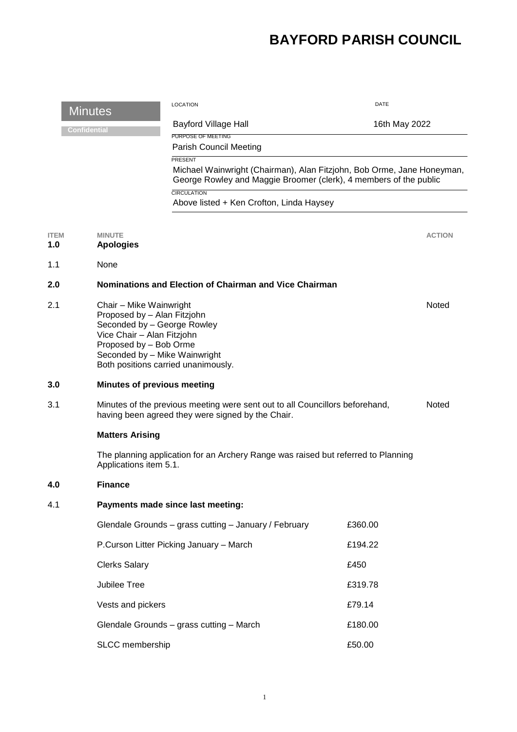# BAYFORD PARISH COUNCIL

**Minutes**

**Confidential**

| LOCATION | DATE |
| --- | --- |
| Bayford Village Hall | 16th May 2022 |

PURPOSE OF MEETING

Parish Council Meeting

PRESENT

Michael Wainwright (Chairman), Alan Fitzjohn, Bob Orme, Jane Honeyman, George Rowley and Maggie Broomer (clerk), 4 members of the public

CIRCULATION

Above listed + Ken Crofton, Linda Haysey

| ITEM | MINUTE | ACTION |
| --- | --- | --- |
| **1.0** | **Apologies** | |
| 1.1 | None | |
| **2.0** | **Nominations and Election of Chairman and Vice Chairman** | |
| 2.1 | Chair – Mike Wainwright<br>Proposed by – Alan Fitzjohn<br>Seconded by – George Rowley<br>Vice Chair – Alan Fitzjohn<br>Proposed by – Bob Orme<br>Seconded by – Mike Wainwright<br>Both positions carried unanimously. | Noted |
| **3.0** | **Minutes of previous meeting** | |
| 3.1 | Minutes of the previous meeting were sent out to all Councillors beforehand, having been agreed they were signed by the Chair. | Noted |
| | **Matters Arising** | |
| | The planning application for an Archery Range was raised but referred to Planning Applications item 5.1. | |
| **4.0** | **Finance** | |
| 4.1 | **Payments made since last meeting:** | |

| Payment | Amount |
| --- | --- |
| Glendale Grounds – grass cutting – January / February | £360.00 |
| P.Curson Litter Picking January – March | £194.22 |
| Clerks Salary | £450 |
| Jubilee Tree | £319.78 |
| Vests and pickers | £79.14 |
| Glendale Grounds – grass cutting – March | £180.00 |
| SLCC membership | £50.00 |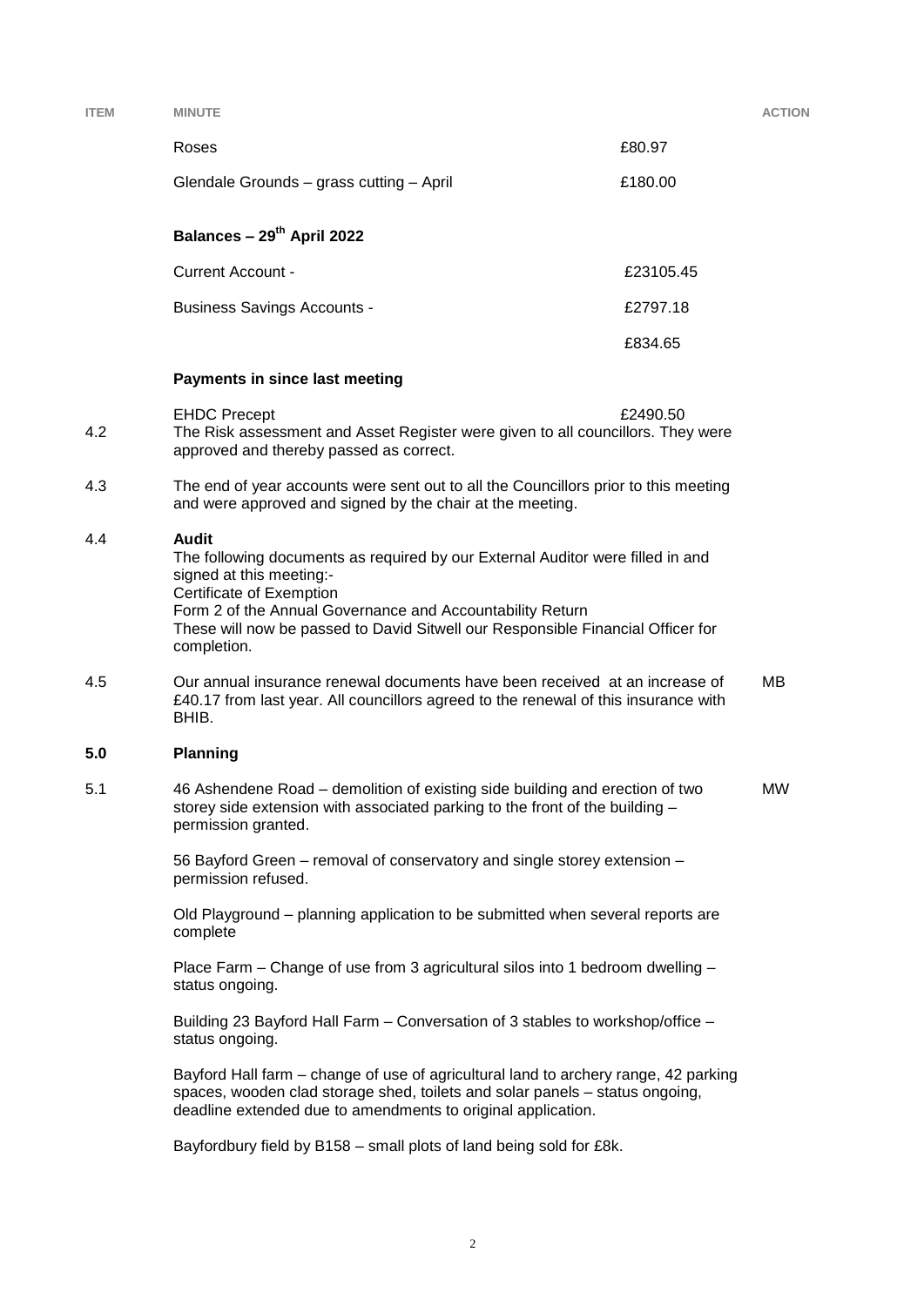| ITEM | MINUTE | | ACTION |
|---|---|---|---|
| | Roses | £80.97 | |
| | Glendale Grounds – grass cutting – April | £180.00 | |

**Balances – 29th April 2022**

| | | |
|---|---|---|
| Current Account - | £23105.45 | |
| Business Savings Accounts - | £2797.18 | |
| | £834.65 | |

**Payments in since last meeting**

| | | |
|---|---|---|
| EHDC Precept | £2490.50 | |

4.2 The Risk assessment and Asset Register were given to all councillors. They were approved and thereby passed as correct.

4.3 The end of year accounts were sent out to all the Councillors prior to this meeting and were approved and signed by the chair at the meeting.

4.4 **Audit**
The following documents as required by our External Auditor were filled in and signed at this meeting:-
Certificate of Exemption
Form 2 of the Annual Governance and Accountability Return
These will now be passed to David Sitwell our Responsible Financial Officer for completion.

4.5 Our annual insurance renewal documents have been received at an increase of £40.17 from last year. All councillors agreed to the renewal of this insurance with BHIB. — **MB**

**5.0 Planning**

5.1 46 Ashendene Road – demolition of existing side building and erection of two storey side extension with associated parking to the front of the building – permission granted. — **MW**

56 Bayford Green – removal of conservatory and single storey extension – permission refused.

Old Playground – planning application to be submitted when several reports are complete

Place Farm – Change of use from 3 agricultural silos into 1 bedroom dwelling – status ongoing.

Building 23 Bayford Hall Farm – Conversation of 3 stables to workshop/office – status ongoing.

Bayford Hall farm – change of use of agricultural land to archery range, 42 parking spaces, wooden clad storage shed, toilets and solar panels – status ongoing, deadline extended due to amendments to original application.

Bayfordbury field by B158 – small plots of land being sold for £8k.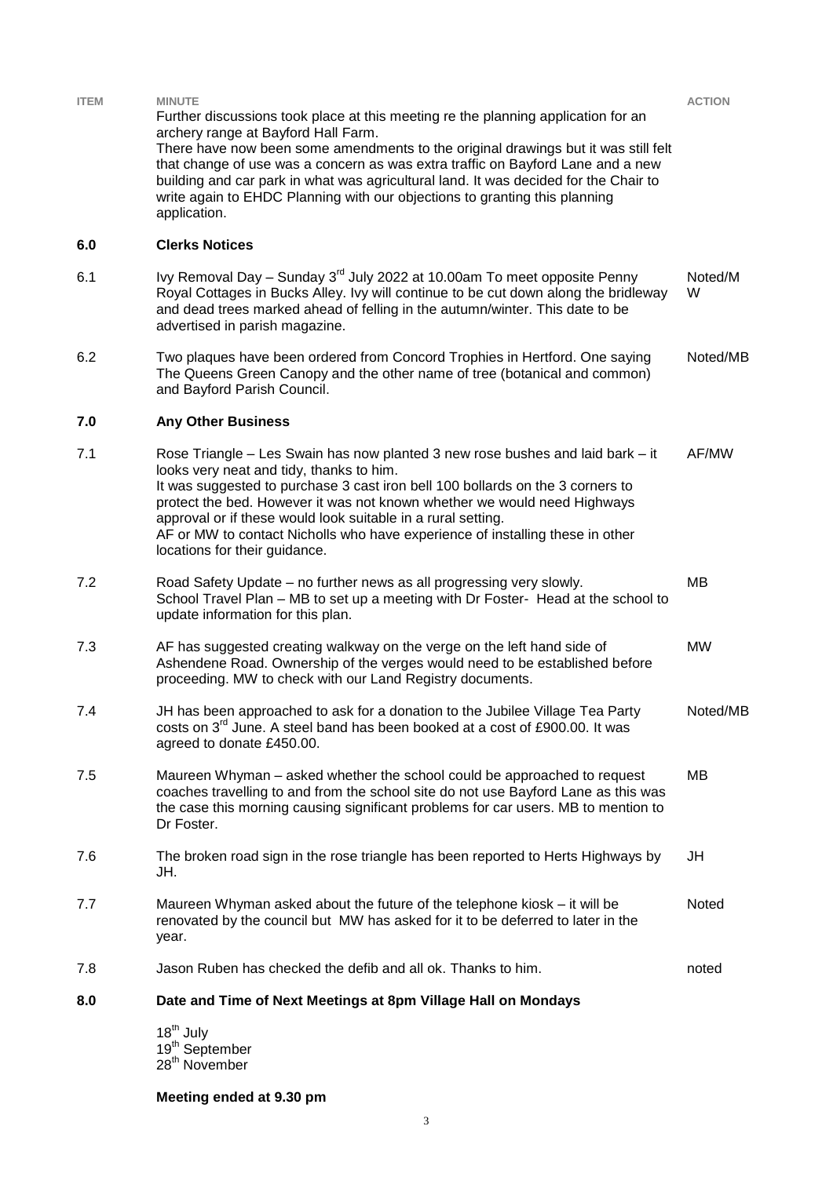| ITEM | MINUTE | ACTION |
|---|---|---|
| | Further discussions took place at this meeting re the planning application for an archery range at Bayford Hall Farm. There have now been some amendments to the original drawings but it was still felt that change of use was a concern as was extra traffic on Bayford Lane and a new building and car park in what was agricultural land. It was decided for the Chair to write again to EHDC Planning with our objections to granting this planning application. | |
| **6.0** | **Clerks Notices** | |
| 6.1 | Ivy Removal Day – Sunday 3rd July 2022 at 10.00am To meet opposite Penny Royal Cottages in Bucks Alley. Ivy will continue to be cut down along the bridleway and dead trees marked ahead of felling in the autumn/winter. This date to be advertised in parish magazine. | Noted/MW |
| 6.2 | Two plaques have been ordered from Concord Trophies in Hertford. One saying The Queens Green Canopy and the other name of tree (botanical and common) and Bayford Parish Council. | Noted/MB |
| **7.0** | **Any Other Business** | |
| 7.1 | Rose Triangle – Les Swain has now planted 3 new rose bushes and laid bark – it looks very neat and tidy, thanks to him. It was suggested to purchase 3 cast iron bell 100 bollards on the 3 corners to protect the bed. However it was not known whether we would need Highways approval or if these would look suitable in a rural setting. AF or MW to contact Nicholls who have experience of installing these in other locations for their guidance. | AF/MW |
| 7.2 | Road Safety Update – no further news as all progressing very slowly. School Travel Plan – MB to set up a meeting with Dr Foster- Head at the school to update information for this plan. | MB |
| 7.3 | AF has suggested creating walkway on the verge on the left hand side of Ashendene Road. Ownership of the verges would need to be established before proceeding. MW to check with our Land Registry documents. | MW |
| 7.4 | JH has been approached to ask for a donation to the Jubilee Village Tea Party costs on 3rd June. A steel band has been booked at a cost of £900.00. It was agreed to donate £450.00. | Noted/MB |
| 7.5 | Maureen Whyman – asked whether the school could be approached to request coaches travelling to and from the school site do not use Bayford Lane as this was the case this morning causing significant problems for car users. MB to mention to Dr Foster. | MB |
| 7.6 | The broken road sign in the rose triangle has been reported to Herts Highways by JH. | JH |
| 7.7 | Maureen Whyman asked about the future of the telephone kiosk – it will be renovated by the council but MW has asked for it to be deferred to later in the year. | Noted |
| 7.8 | Jason Ruben has checked the defib and all ok. Thanks to him. | noted |
| **8.0** | **Date and Time of Next Meetings at 8pm Village Hall on Mondays** | |
| | 18th July<br>19th September<br>28th November | |

**Meeting ended at 9.30 pm**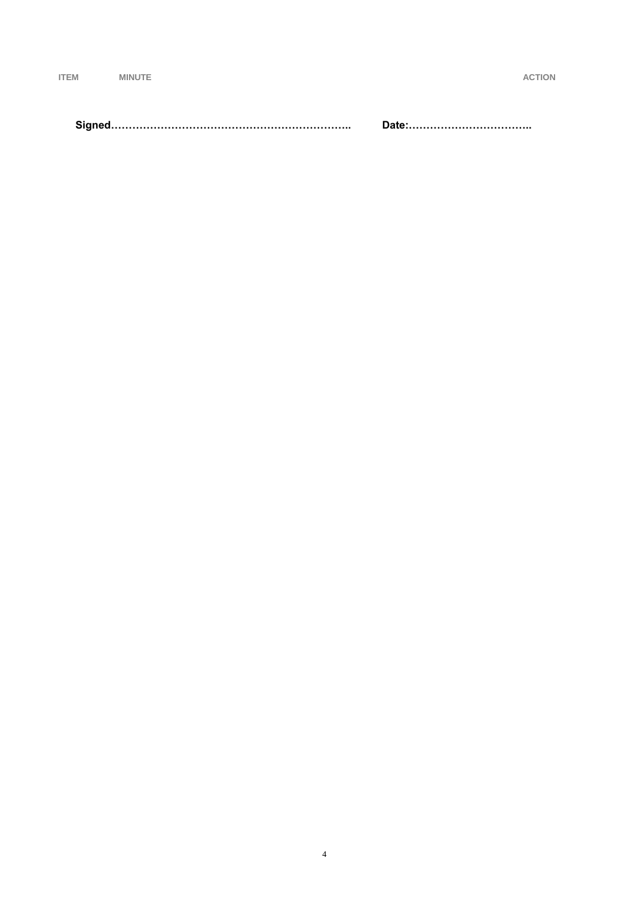| ITEM | MINUTE | ACTION |
| --- | --- | --- |

**Signed………………………………………………………….. Date:……………………………..**